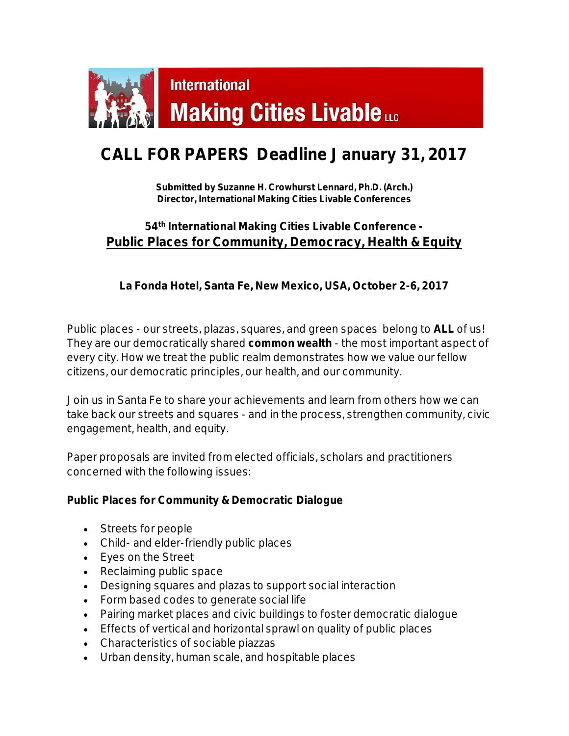International
Making Cities Livable LLC

# CALL FOR PAPERS Deadline January 31, 2017

**Submitted by Suzanne H. Crowhurst Lennard, Ph.D. (Arch.)**
**Director, International Making Cities Livable Conferences**

## 54th International Making Cities Livable Conference - Public Places for Community, Democracy, Health & Equity

**La Fonda Hotel, Santa Fe, New Mexico, USA, October 2-6, 2017**

Public places - our streets, plazas, squares, and green spaces belong to **ALL** of us! They are our democratically shared **common wealth** - the most important aspect of every city. How we treat the public realm demonstrates how we value our fellow citizens, our democratic principles, our health, and our community.

Join us in Santa Fe to share your achievements and learn from others how we can take back our streets and squares - and in the process, strengthen community, civic engagement, health, and equity.

Paper proposals are invited from elected officials, scholars and practitioners concerned with the following issues:

**Public Places for Community & Democratic Dialogue**

- Streets for people
- Child- and elder-friendly public places
- Eyes on the Street
- Reclaiming public space
- Designing squares and plazas to support social interaction
- Form based codes to generate social life
- Pairing market places and civic buildings to foster democratic dialogue
- Effects of vertical and horizontal sprawl on quality of public places
- Characteristics of sociable piazzas
- Urban density, human scale, and hospitable places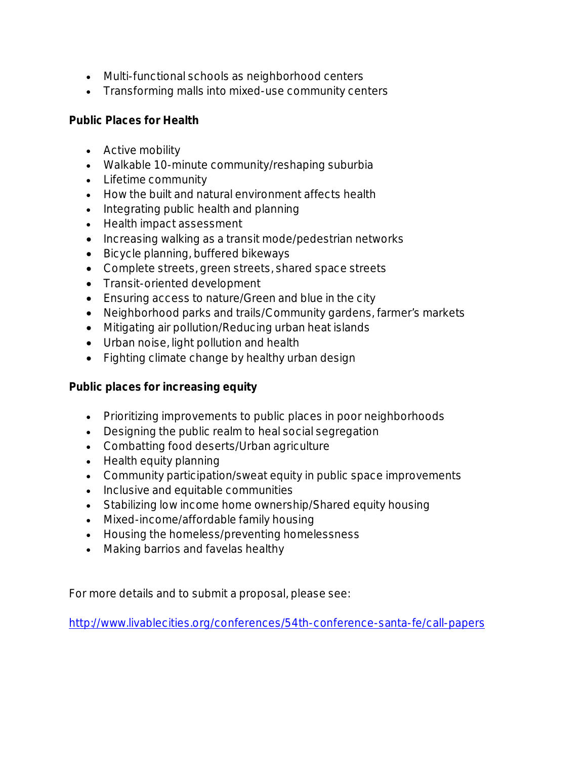- Multi-functional schools as neighborhood centers
- Transforming malls into mixed-use community centers

**Public Places for Health**

- Active mobility
- Walkable 10-minute community/reshaping suburbia
- Lifetime community
- How the built and natural environment affects health
- Integrating public health and planning
- Health impact assessment
- Increasing walking as a transit mode/pedestrian networks
- Bicycle planning, buffered bikeways
- Complete streets, green streets, shared space streets
- Transit-oriented development
- Ensuring access to nature/Green and blue in the city
- Neighborhood parks and trails/Community gardens, farmer's markets
- Mitigating air pollution/Reducing urban heat islands
- Urban noise, light pollution and health
- Fighting climate change by healthy urban design

**Public places for increasing equity**

- Prioritizing improvements to public places in poor neighborhoods
- Designing the public realm to heal social segregation
- Combatting food deserts/Urban agriculture
- Health equity planning
- Community participation/sweat equity in public space improvements
- Inclusive and equitable communities
- Stabilizing low income home ownership/Shared equity housing
- Mixed-income/affordable family housing
- Housing the homeless/preventing homelessness
- Making barrios and favelas healthy

For more details and to submit a proposal, please see:

http://www.livablecities.org/conferences/54th-conference-santa-fe/call-papers